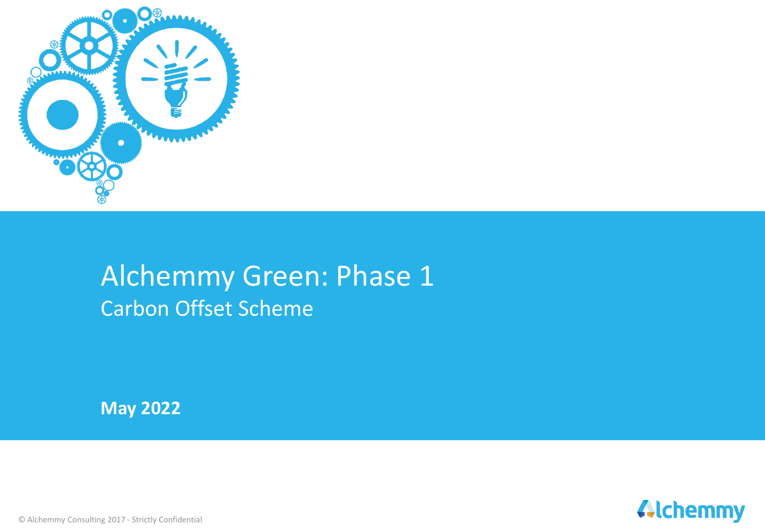# Alchemmy Green: Phase 1

## Carbon Offset Scheme

**May 2022**

© Alchemmy Consulting 2017 - Strictly Confidential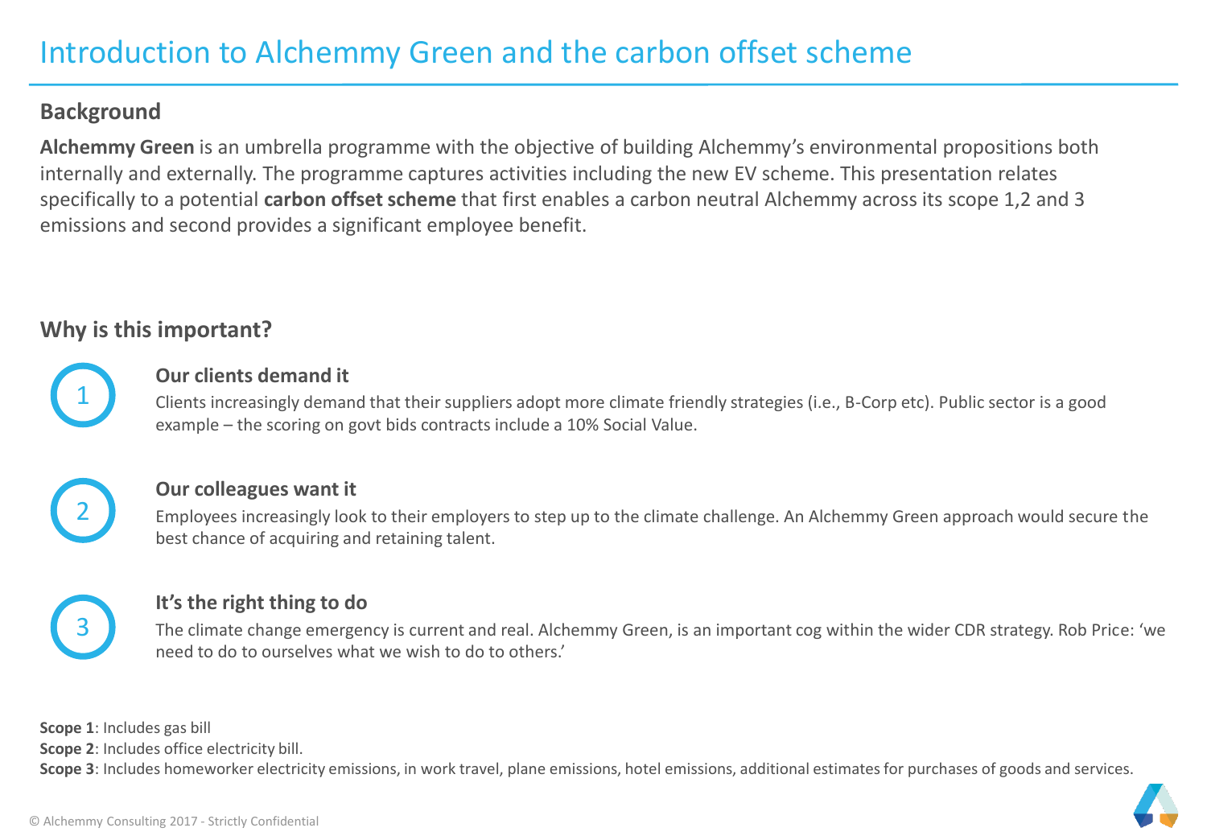# Introduction to Alchemmy Green and the carbon offset scheme

## Background

**Alchemmy Green** is an umbrella programme with the objective of building Alchemmy's environmental propositions both internally and externally. The programme captures activities including the new EV scheme. This presentation relates specifically to a potential **carbon offset scheme** that first enables a carbon neutral Alchemmy across its scope 1,2 and 3 emissions and second provides a significant employee benefit.

## Why is this important?

1. **Our clients demand it**

   Clients increasingly demand that their suppliers adopt more climate friendly strategies (i.e., B-Corp etc). Public sector is a good example – the scoring on govt bids contracts include a 10% Social Value.

2. **Our colleagues want it**

   Employees increasingly look to their employers to step up to the climate challenge. An Alchemmy Green approach would secure the best chance of acquiring and retaining talent.

3. **It's the right thing to do**

   The climate change emergency is current and real. Alchemmy Green, is an important cog within the wider CDR strategy. Rob Price: 'we need to do to ourselves what we wish to do to others.'

**Scope 1**: Includes gas bill

**Scope 2**: Includes office electricity bill.

**Scope 3**: Includes homeworker electricity emissions, in work travel, plane emissions, hotel emissions, additional estimates for purchases of goods and services.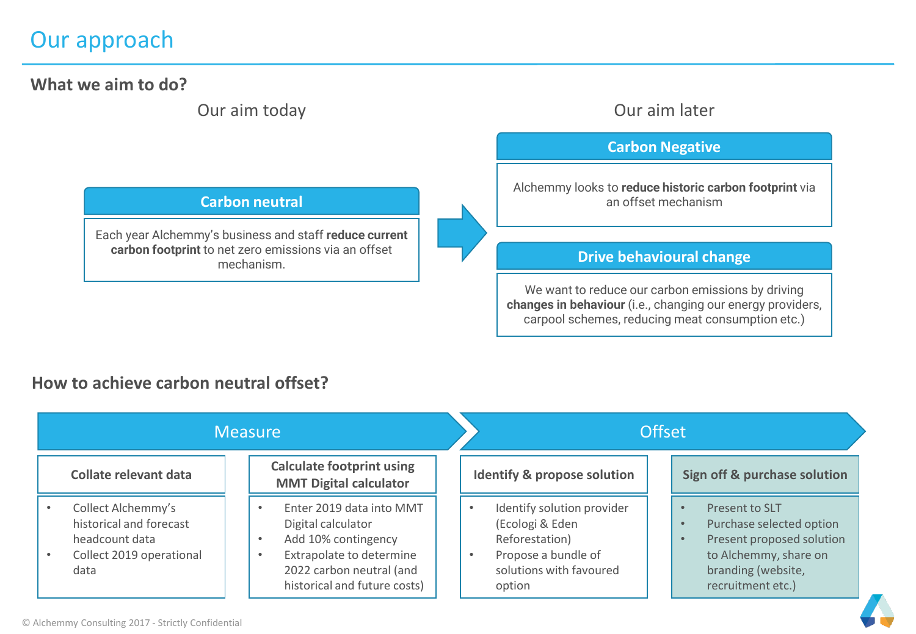# Our approach

## What we aim to do?

### Our aim today

**Carbon neutral**

Each year Alchemmy's business and staff **reduce current carbon footprint** to net zero emissions via an offset mechanism.

### Our aim later

**Carbon Negative**

Alchemmy looks to **reduce historic carbon footprint** via an offset mechanism

**Drive behavioural change**

We want to reduce our carbon emissions by driving **changes in behaviour** (i.e., changing our energy providers, carpool schemes, reducing meat consumption etc.)

## How to achieve carbon neutral offset?

### Measure

**Collate relevant data**

- Collect Alchemmy's historical and forecast headcount data
- Collect 2019 operational data

**Calculate footprint using MMT Digital calculator**

- Enter 2019 data into MMT Digital calculator
- Add 10% contingency
- Extrapolate to determine 2022 carbon neutral (and historical and future costs)

### Offset

**Identify & propose solution**

- Identify solution provider (Ecologi & Eden Reforestation)
- Propose a bundle of solutions with favoured option

**Sign off & purchase solution**

- Present to SLT
- Purchase selected option
- Present proposed solution to Alchemmy, share on branding (website, recruitment etc.)

© Alchemmy Consulting 2017 - Strictly Confidential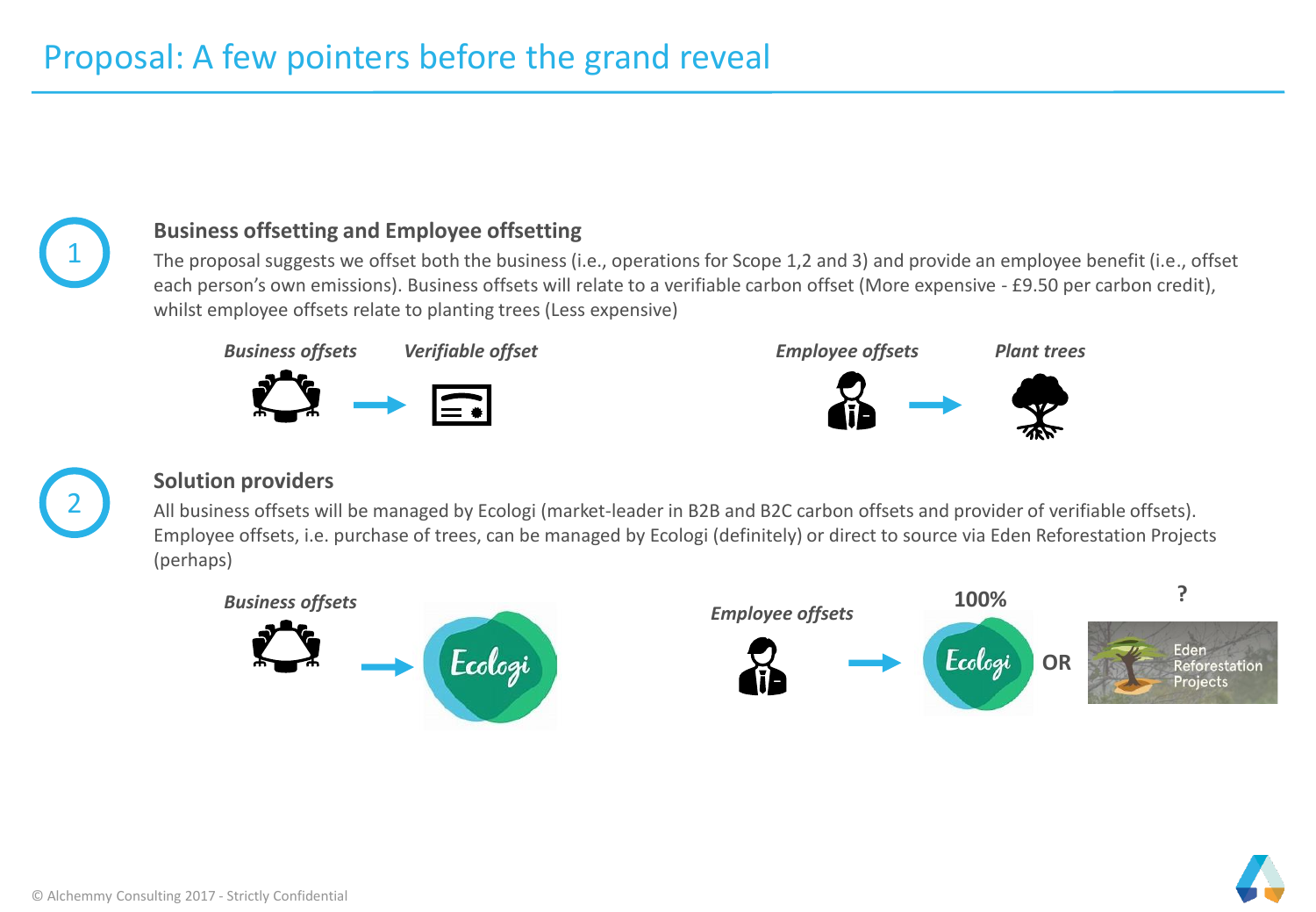# Proposal: A few pointers before the grand reveal

## 1. Business offsetting and Employee offsetting

The proposal suggests we offset both the business (i.e., operations for Scope 1,2 and 3) and provide an employee benefit (i.e., offset each person's own emissions). Business offsets will relate to a verifiable carbon offset (More expensive - £9.50 per carbon credit), whilst employee offsets relate to planting trees (Less expensive)

*Business offsets* → *Verifiable offset*

*Employee offsets* → *Plant trees*

## 2. Solution providers

All business offsets will be managed by Ecologi (market-leader in B2B and B2C carbon offsets and provider of verifiable offsets). Employee offsets, i.e. purchase of trees, can be managed by Ecologi (definitely) or direct to source via Eden Reforestation Projects (perhaps)

*Business offsets* → Ecologi

*Employee offsets* → Ecologi (100%) **OR** Eden Reforestation Projects (?)

© Alchemmy Consulting 2017 - Strictly Confidential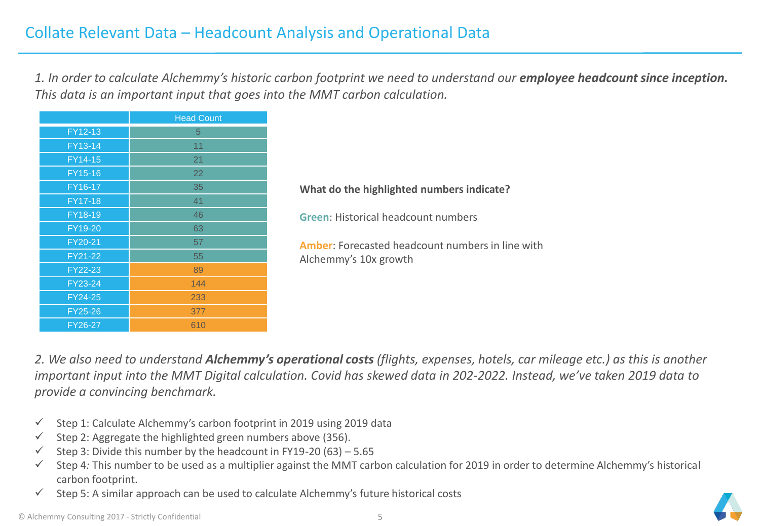# Collate Relevant Data – Headcount Analysis and Operational Data

*1. In order to calculate Alchemmy's historic carbon footprint we need to understand our* ***employee headcount since inception.*** *This data is an important input that goes into the MMT carbon calculation.*

| | Head Count |
|---|---|
| FY12-13 | 5 |
| FY13-14 | 11 |
| FY14-15 | 21 |
| FY15-16 | 22 |
| FY16-17 | 35 |
| FY17-18 | 41 |
| FY18-19 | 46 |
| FY19-20 | 63 |
| FY20-21 | 57 |
| FY21-22 | 55 |
| FY22-23 | 89 |
| FY23-24 | 144 |
| FY24-25 | 233 |
| FY25-26 | 377 |
| FY26-27 | 610 |

**What do the highlighted numbers indicate?**

**Green**: Historical headcount numbers

**Amber**: Forecasted headcount numbers in line with Alchemmy's 10x growth

*2. We also need to understand* ***Alchemmy's operational costs*** *(flights, expenses, hotels, car mileage etc.) as this is another important input into the MMT Digital calculation. Covid has skewed data in 202-2022. Instead, we've taken 2019 data to provide a convincing benchmark.*

- ✓ Step 1: Calculate Alchemmy's carbon footprint in 2019 using 2019 data
- ✓ Step 2: Aggregate the highlighted green numbers above (356).
- ✓ Step 3: Divide this number by the headcount in FY19-20 (63) – 5.65
- ✓ Step 4*:* This number to be used as a multiplier against the MMT carbon calculation for 2019 in order to determine Alchemmy's historical carbon footprint.
- ✓ Step 5: A similar approach can be used to calculate Alchemmy's future historical costs

© Alchemmy Consulting 2017 - Strictly Confidential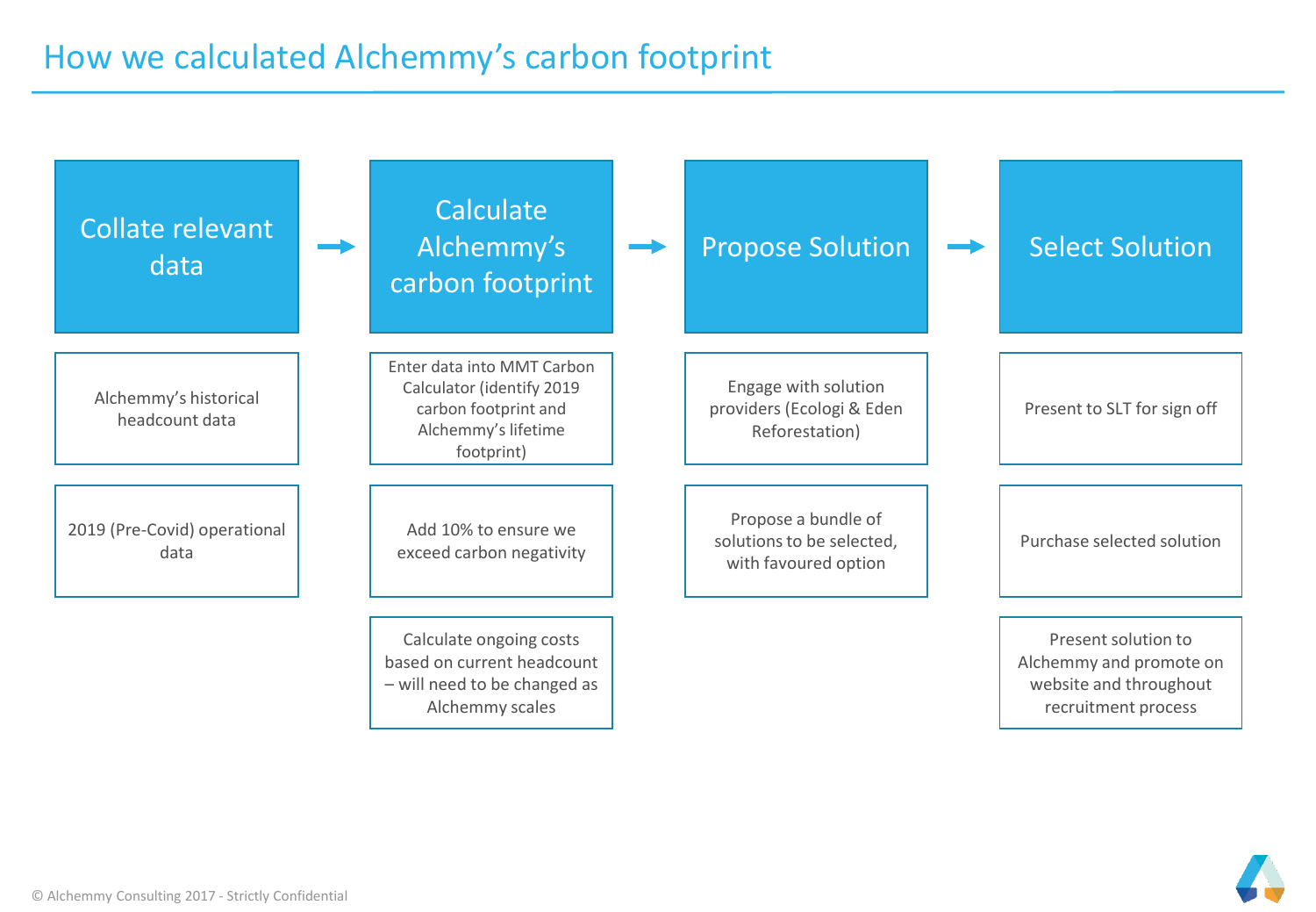# How we calculated Alchemmy's carbon footprint

## Collate relevant data → Calculate Alchemmy's carbon footprint → Propose Solution → Select Solution

### Collate relevant data

- Alchemmy's historical headcount data
- 2019 (Pre-Covid) operational data

### Calculate Alchemmy's carbon footprint

- Enter data into MMT Carbon Calculator (identify 2019 carbon footprint and Alchemmy's lifetime footprint)
- Add 10% to ensure we exceed carbon negativity
- Calculate ongoing costs based on current headcount – will need to be changed as Alchemmy scales

### Propose Solution

- Engage with solution providers (Ecologi & Eden Reforestation)
- Propose a bundle of solutions to be selected, with favoured option

### Select Solution

- Present to SLT for sign off
- Purchase selected solution
- Present solution to Alchemmy and promote on website and throughout recruitment process

© Alchemmy Consulting 2017 - Strictly Confidential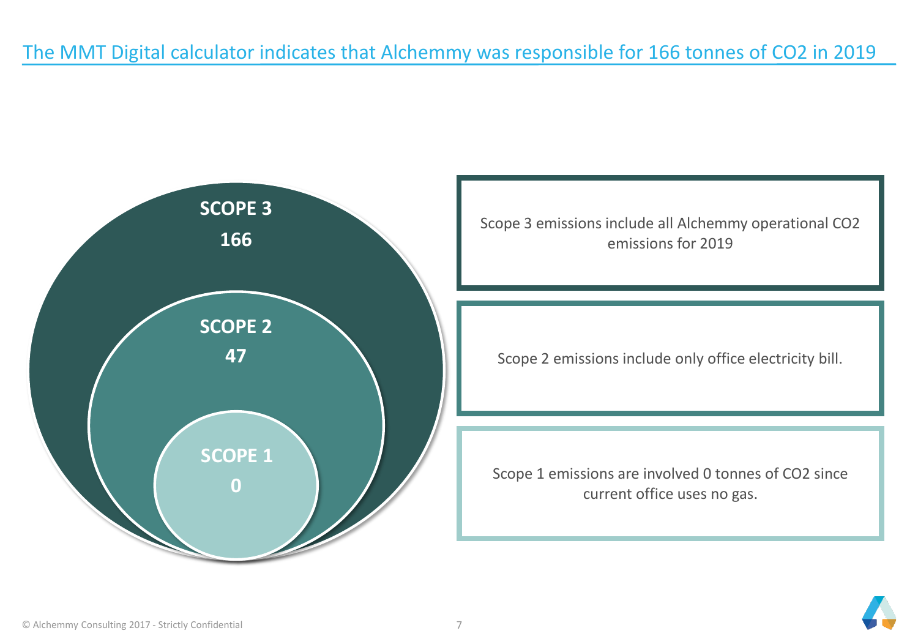# The MMT Digital calculator indicates that Alchemmy was responsible for 166 tonnes of $CO_2$ in 2019

**SCOPE 3**
**166**

**SCOPE 2**
**47**

**SCOPE 1**
**0**

Scope 3 emissions include all Alchemmy operational $CO_2$ emissions for 2019

Scope 2 emissions include only office electricity bill.

Scope 1 emissions are involved 0 tonnes of $CO_2$ since current office uses no gas.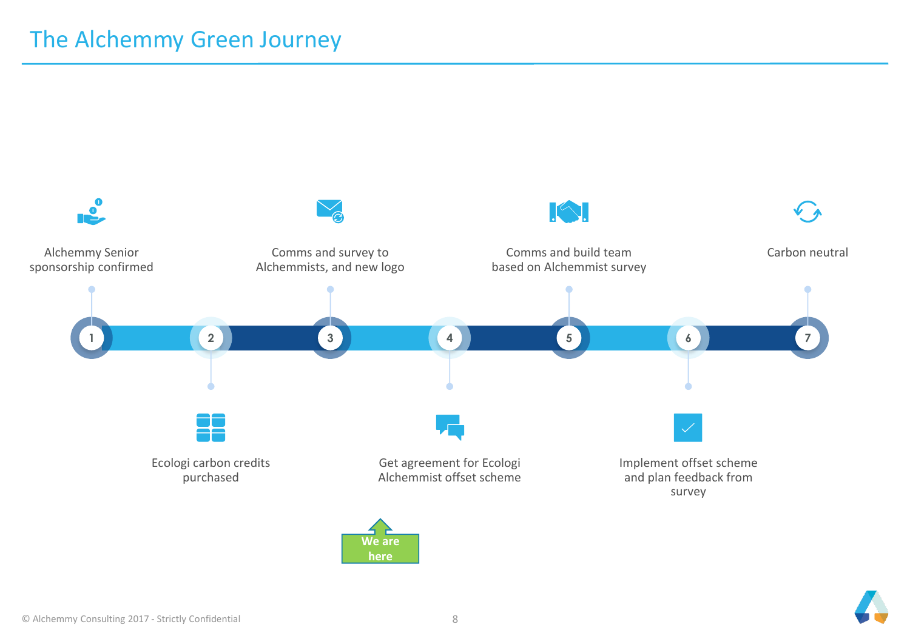# The Alchemmy Green Journey

1. Alchemmy Senior sponsorship confirmed
2. Ecologi carbon credits purchased
3. Comms and survey to Alchemmists, and new logo
4. Get agreement for Ecologi Alchemmist offset scheme
5. Comms and build team based on Alchemmist survey
6. Implement offset scheme and plan feedback from survey
7. Carbon neutral

We are here

© Alchemmy Consulting 2017 - Strictly Confidential